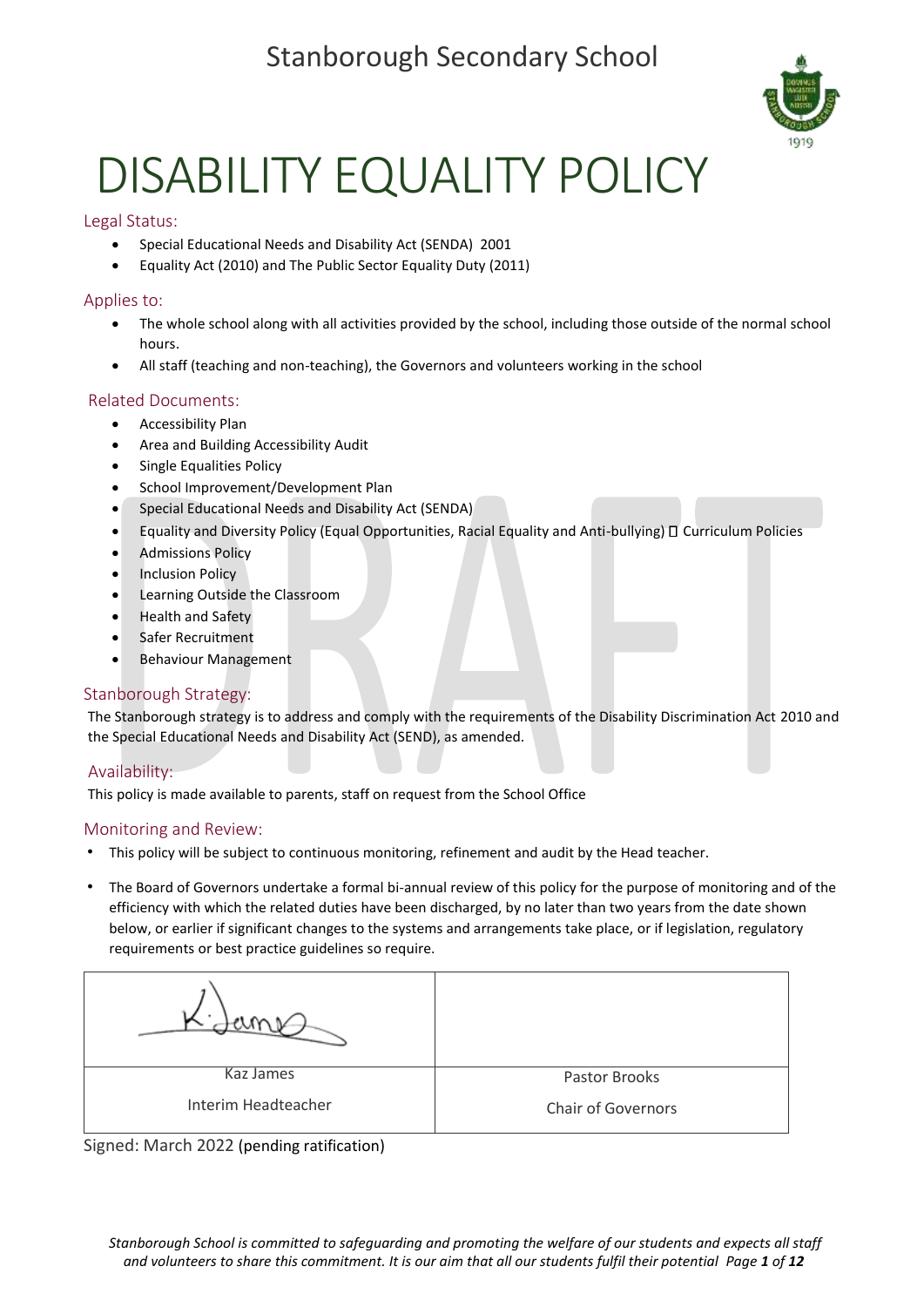# Stanborough Secondary School

# DISABILITY EQUALITY POLICY

## Legal Status:

- Special Educational Needs and Disability Act (SENDA) 2001
- Equality Act (2010) and The Public Sector Equality Duty (2011)

## Applies to:

- The whole school along with all activities provided by the school, including those outside of the normal school hours.
- All staff (teaching and non-teaching), the Governors and volunteers working in the school

## Related Documents:

- Accessibility Plan
- Area and Building Accessibility Audit
- Single Equalities Policy
- School Improvement/Development Plan
- Special Educational Needs and Disability Act (SENDA)
- Equality and Diversity Policy (Equal Opportunities, Racial Equality and Anti-bullying)  Curriculum Policies
- Admissions Policy
- Inclusion Policy
- Learning Outside the Classroom
- Health and Safety
- Safer Recruitment
- Behaviour Management

## Stanborough Strategy:

The Stanborough strategy is to address and comply with the requirements of the Disability Discrimination Act 2010 and the Special Educational Needs and Disability Act (SEND), as amended.

## Availability:

This policy is made available to parents, staff on request from the School Office

## Monitoring and Review:

- This policy will be subject to continuous monitoring, refinement and audit by the Head teacher.
- The Board of Governors undertake a formal bi-annual review of this policy for the purpose of monitoring and of the efficiency with which the related duties have been discharged, by no later than two years from the date shown below, or earlier if significant changes to the systems and arrangements take place, or if legislation, regulatory requirements or best practice guidelines so require.

| K. James (signature) | |
|---|---|
| Kaz James<br>Interim Headteacher | Pastor Brooks<br>Chair of Governors |

Signed: March 2022 (pending ratification)

*Stanborough School is committed to safeguarding and promoting the welfare of our students and expects all staff and volunteers to share this commitment. It is our aim that all our students fulfil their potential*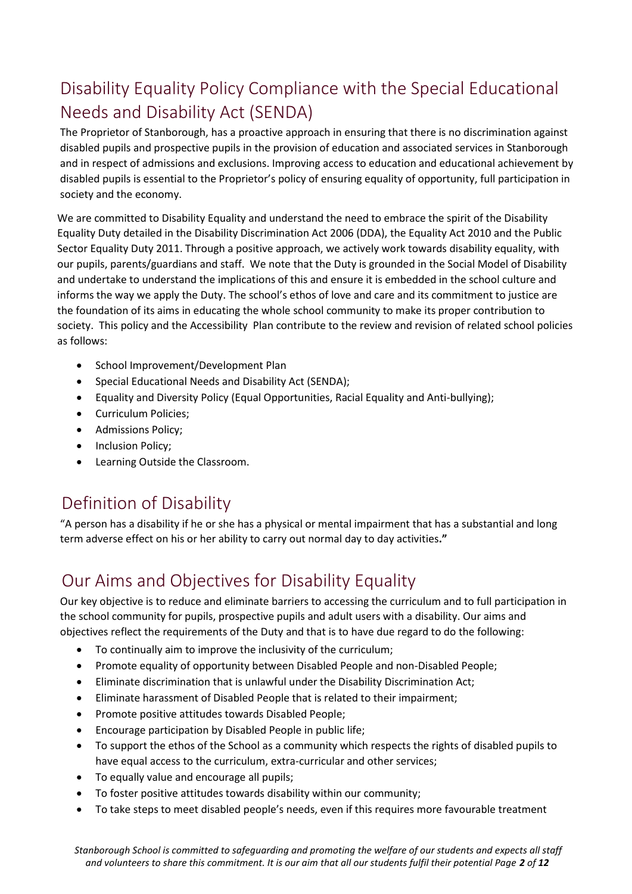## Disability Equality Policy Compliance with the Special Educational Needs and Disability Act (SENDA)

The Proprietor of Stanborough, has a proactive approach in ensuring that there is no discrimination against disabled pupils and prospective pupils in the provision of education and associated services in Stanborough and in respect of admissions and exclusions. Improving access to education and educational achievement by disabled pupils is essential to the Proprietor's policy of ensuring equality of opportunity, full participation in society and the economy.

We are committed to Disability Equality and understand the need to embrace the spirit of the Disability Equality Duty detailed in the Disability Discrimination Act 2006 (DDA), the Equality Act 2010 and the Public Sector Equality Duty 2011. Through a positive approach, we actively work towards disability equality, with our pupils, parents/guardians and staff. We note that the Duty is grounded in the Social Model of Disability and undertake to understand the implications of this and ensure it is embedded in the school culture and informs the way we apply the Duty. The school's ethos of love and care and its commitment to justice are the foundation of its aims in educating the whole school community to make its proper contribution to society. This policy and the Accessibility Plan contribute to the review and revision of related school policies as follows:

- School Improvement/Development Plan
- Special Educational Needs and Disability Act (SENDA);
- Equality and Diversity Policy (Equal Opportunities, Racial Equality and Anti-bullying);
- Curriculum Policies;
- Admissions Policy;
- Inclusion Policy;
- Learning Outside the Classroom.

## Definition of Disability

"A person has a disability if he or she has a physical or mental impairment that has a substantial and long term adverse effect on his or her ability to carry out normal day to day activities**."**

## Our Aims and Objectives for Disability Equality

Our key objective is to reduce and eliminate barriers to accessing the curriculum and to full participation in the school community for pupils, prospective pupils and adult users with a disability. Our aims and objectives reflect the requirements of the Duty and that is to have due regard to do the following:

- To continually aim to improve the inclusivity of the curriculum;
- Promote equality of opportunity between Disabled People and non-Disabled People;
- Eliminate discrimination that is unlawful under the Disability Discrimination Act;
- Eliminate harassment of Disabled People that is related to their impairment;
- Promote positive attitudes towards Disabled People;
- Encourage participation by Disabled People in public life;
- To support the ethos of the School as a community which respects the rights of disabled pupils to have equal access to the curriculum, extra-curricular and other services;
- To equally value and encourage all pupils;
- To foster positive attitudes towards disability within our community;
- To take steps to meet disabled people's needs, even if this requires more favourable treatment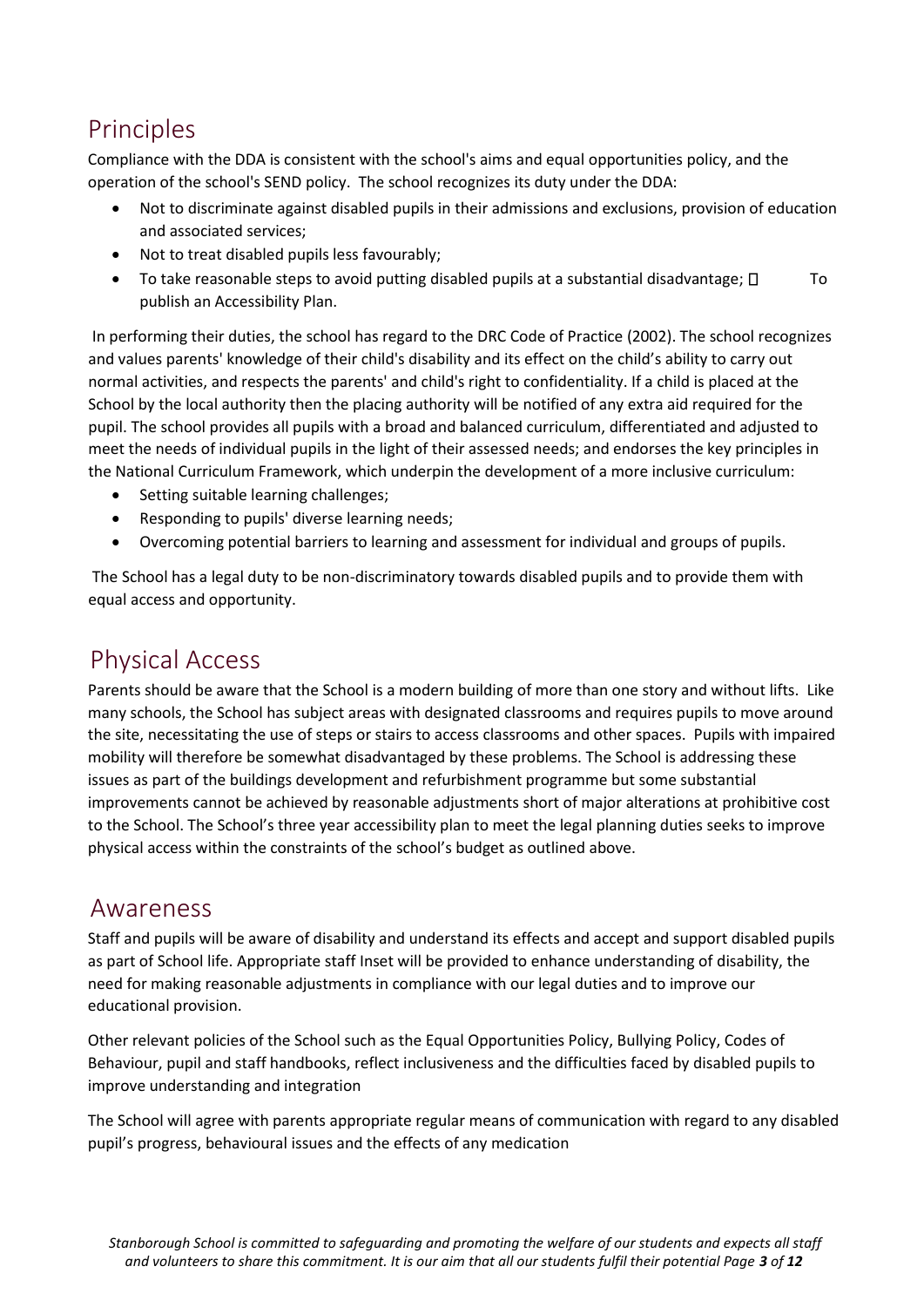## Principles

Compliance with the DDA is consistent with the school's aims and equal opportunities policy, and the operation of the school's SEND policy. The school recognizes its duty under the DDA:

- Not to discriminate against disabled pupils in their admissions and exclusions, provision of education and associated services;
- Not to treat disabled pupils less favourably;
- To take reasonable steps to avoid putting disabled pupils at a substantial disadvantage;
- To publish an Accessibility Plan.

In performing their duties, the school has regard to the DRC Code of Practice (2002). The school recognizes and values parents' knowledge of their child's disability and its effect on the child's ability to carry out normal activities, and respects the parents' and child's right to confidentiality. If a child is placed at the School by the local authority then the placing authority will be notified of any extra aid required for the pupil. The school provides all pupils with a broad and balanced curriculum, differentiated and adjusted to meet the needs of individual pupils in the light of their assessed needs; and endorses the key principles in the National Curriculum Framework, which underpin the development of a more inclusive curriculum:

- Setting suitable learning challenges;
- Responding to pupils' diverse learning needs;
- Overcoming potential barriers to learning and assessment for individual and groups of pupils.

The School has a legal duty to be non-discriminatory towards disabled pupils and to provide them with equal access and opportunity.

## Physical Access

Parents should be aware that the School is a modern building of more than one story and without lifts. Like many schools, the School has subject areas with designated classrooms and requires pupils to move around the site, necessitating the use of steps or stairs to access classrooms and other spaces. Pupils with impaired mobility will therefore be somewhat disadvantaged by these problems. The School is addressing these issues as part of the buildings development and refurbishment programme but some substantial improvements cannot be achieved by reasonable adjustments short of major alterations at prohibitive cost to the School. The School's three year accessibility plan to meet the legal planning duties seeks to improve physical access within the constraints of the school's budget as outlined above.

## Awareness

Staff and pupils will be aware of disability and understand its effects and accept and support disabled pupils as part of School life. Appropriate staff Inset will be provided to enhance understanding of disability, the need for making reasonable adjustments in compliance with our legal duties and to improve our educational provision.

Other relevant policies of the School such as the Equal Opportunities Policy, Bullying Policy, Codes of Behaviour, pupil and staff handbooks, reflect inclusiveness and the difficulties faced by disabled pupils to improve understanding and integration

The School will agree with parents appropriate regular means of communication with regard to any disabled pupil's progress, behavioural issues and the effects of any medication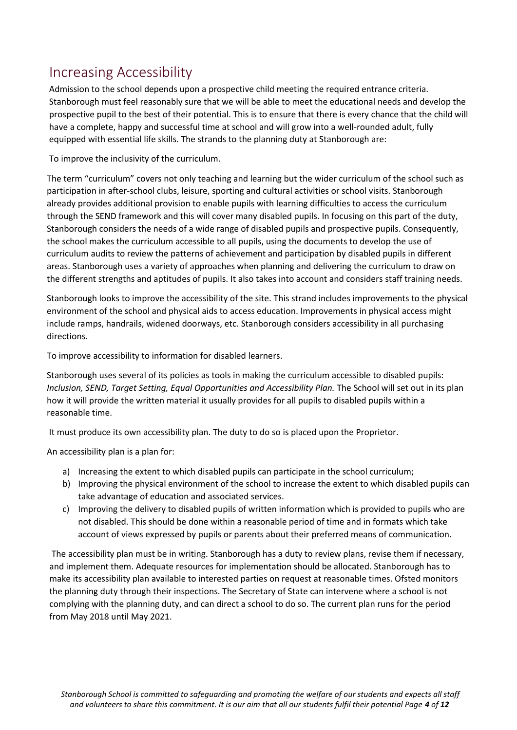## Increasing Accessibility

Admission to the school depends upon a prospective child meeting the required entrance criteria. Stanborough must feel reasonably sure that we will be able to meet the educational needs and develop the prospective pupil to the best of their potential. This is to ensure that there is every chance that the child will have a complete, happy and successful time at school and will grow into a well-rounded adult, fully equipped with essential life skills. The strands to the planning duty at Stanborough are:

To improve the inclusivity of the curriculum.

The term "curriculum" covers not only teaching and learning but the wider curriculum of the school such as participation in after-school clubs, leisure, sporting and cultural activities or school visits. Stanborough already provides additional provision to enable pupils with learning difficulties to access the curriculum through the SEND framework and this will cover many disabled pupils. In focusing on this part of the duty, Stanborough considers the needs of a wide range of disabled pupils and prospective pupils. Consequently, the school makes the curriculum accessible to all pupils, using the documents to develop the use of curriculum audits to review the patterns of achievement and participation by disabled pupils in different areas. Stanborough uses a variety of approaches when planning and delivering the curriculum to draw on the different strengths and aptitudes of pupils. It also takes into account and considers staff training needs.

Stanborough looks to improve the accessibility of the site. This strand includes improvements to the physical environment of the school and physical aids to access education. Improvements in physical access might include ramps, handrails, widened doorways, etc. Stanborough considers accessibility in all purchasing directions.

To improve accessibility to information for disabled learners.

Stanborough uses several of its policies as tools in making the curriculum accessible to disabled pupils: *Inclusion, SEND, Target Setting, Equal Opportunities and Accessibility Plan.* The School will set out in its plan how it will provide the written material it usually provides for all pupils to disabled pupils within a reasonable time.

It must produce its own accessibility plan. The duty to do so is placed upon the Proprietor.

An accessibility plan is a plan for:

a) Increasing the extent to which disabled pupils can participate in the school curriculum;
b) Improving the physical environment of the school to increase the extent to which disabled pupils can take advantage of education and associated services.
c) Improving the delivery to disabled pupils of written information which is provided to pupils who are not disabled. This should be done within a reasonable period of time and in formats which take account of views expressed by pupils or parents about their preferred means of communication.

The accessibility plan must be in writing. Stanborough has a duty to review plans, revise them if necessary, and implement them. Adequate resources for implementation should be allocated. Stanborough has to make its accessibility plan available to interested parties on request at reasonable times. Ofsted monitors the planning duty through their inspections. The Secretary of State can intervene where a school is not complying with the planning duty, and can direct a school to do so. The current plan runs for the period from May 2018 until May 2021.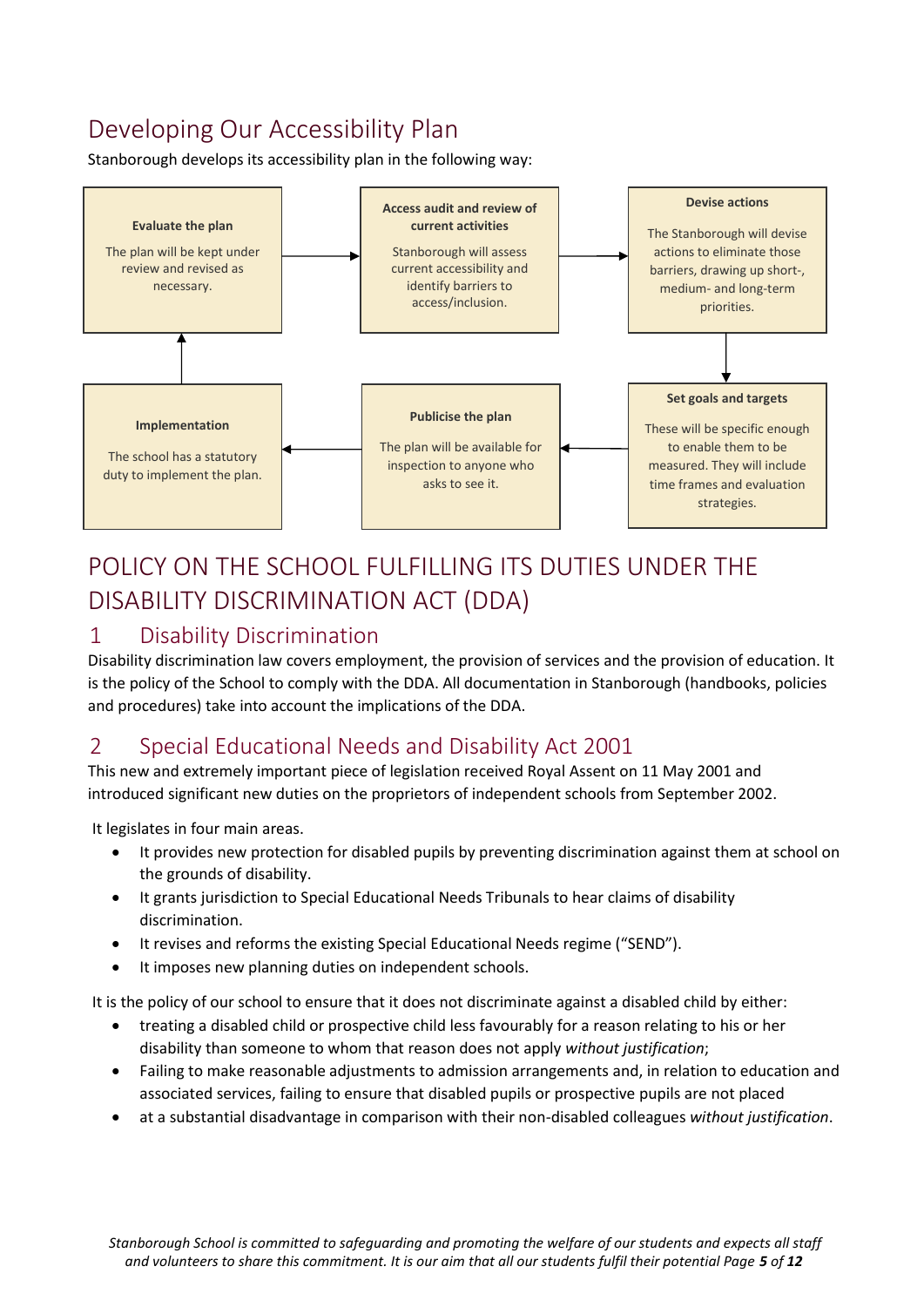## Developing Our Accessibility Plan

Stanborough develops its accessibility plan in the following way:

**Evaluate the plan**

The plan will be kept under review and revised as necessary.

→

**Access audit and review of current activities**

Stanborough will assess current accessibility and identify barriers to access/inclusion.

→

**Devise actions**

The Stanborough will devise actions to eliminate those barriers, drawing up short-, medium- and long-term priorities.

↓

**Set goals and targets**

These will be specific enough to enable them to be measured. They will include time frames and evaluation strategies.

←

**Publicise the plan**

The plan will be available for inspection to anyone who asks to see it.

←

**Implementation**

The school has a statutory duty to implement the plan.

↑ (returns to Evaluate the plan)

# POLICY ON THE SCHOOL FULFILLING ITS DUTIES UNDER THE DISABILITY DISCRIMINATION ACT (DDA)

## 1 Disability Discrimination

Disability discrimination law covers employment, the provision of services and the provision of education. It is the policy of the School to comply with the DDA. All documentation in Stanborough (handbooks, policies and procedures) take into account the implications of the DDA.

## 2 Special Educational Needs and Disability Act 2001

This new and extremely important piece of legislation received Royal Assent on 11 May 2001 and introduced significant new duties on the proprietors of independent schools from September 2002.

It legislates in four main areas.

- It provides new protection for disabled pupils by preventing discrimination against them at school on the grounds of disability.
- It grants jurisdiction to Special Educational Needs Tribunals to hear claims of disability discrimination.
- It revises and reforms the existing Special Educational Needs regime ("SEND").
- It imposes new planning duties on independent schools.

It is the policy of our school to ensure that it does not discriminate against a disabled child by either:

- treating a disabled child or prospective child less favourably for a reason relating to his or her disability than someone to whom that reason does not apply *without justification*;
- Failing to make reasonable adjustments to admission arrangements and, in relation to education and associated services, failing to ensure that disabled pupils or prospective pupils are not placed
- at a substantial disadvantage in comparison with their non-disabled colleagues *without justification*.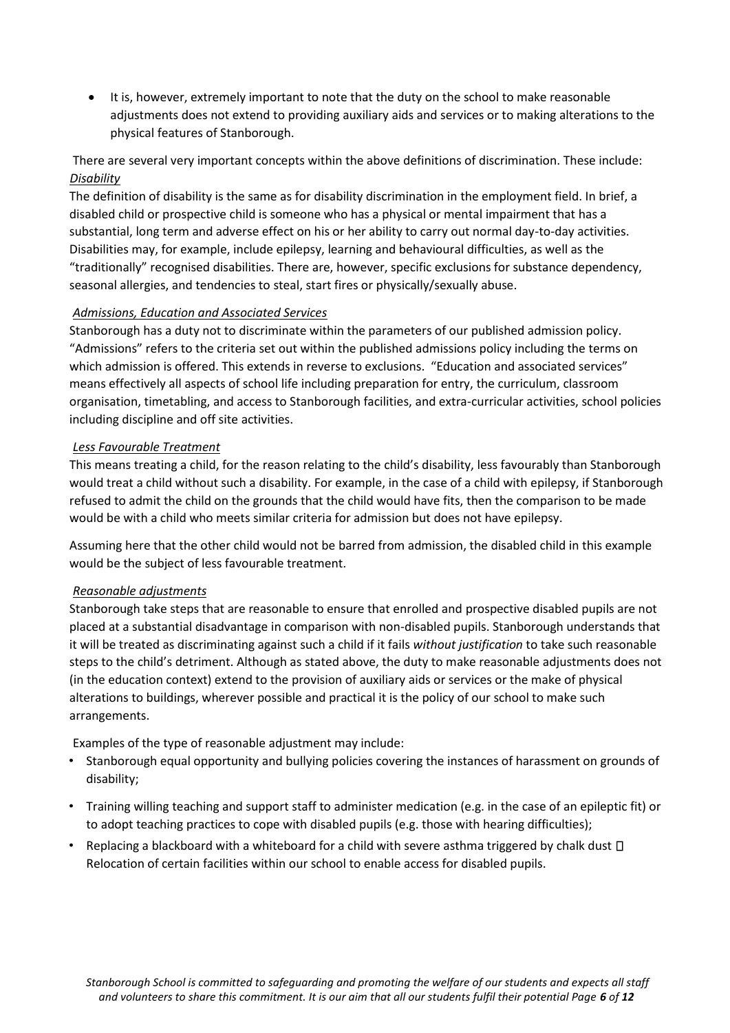- It is, however, extremely important to note that the duty on the school to make reasonable adjustments does not extend to providing auxiliary aids and services or to making alterations to the physical features of Stanborough.

There are several very important concepts within the above definitions of discrimination. These include:

***Disability***

The definition of disability is the same as for disability discrimination in the employment field. In brief, a disabled child or prospective child is someone who has a physical or mental impairment that has a substantial, long term and adverse effect on his or her ability to carry out normal day-to-day activities. Disabilities may, for example, include epilepsy, learning and behavioural difficulties, as well as the "traditionally" recognised disabilities. There are, however, specific exclusions for substance dependency, seasonal allergies, and tendencies to steal, start fires or physically/sexually abuse.

*Admissions, Education and Associated Services*

Stanborough has a duty not to discriminate within the parameters of our published admission policy. "Admissions" refers to the criteria set out within the published admissions policy including the terms on which admission is offered. This extends in reverse to exclusions. "Education and associated services" means effectively all aspects of school life including preparation for entry, the curriculum, classroom organisation, timetabling, and access to Stanborough facilities, and extra-curricular activities, school policies including discipline and off site activities.

*Less Favourable Treatment*

This means treating a child, for the reason relating to the child's disability, less favourably than Stanborough would treat a child without such a disability. For example, in the case of a child with epilepsy, if Stanborough refused to admit the child on the grounds that the child would have fits, then the comparison to be made would be with a child who meets similar criteria for admission but does not have epilepsy.

Assuming here that the other child would not be barred from admission, the disabled child in this example would be the subject of less favourable treatment.

*Reasonable adjustments*

Stanborough take steps that are reasonable to ensure that enrolled and prospective disabled pupils are not placed at a substantial disadvantage in comparison with non-disabled pupils. Stanborough understands that it will be treated as discriminating against such a child if it fails *without justification* to take such reasonable steps to the child's detriment. Although as stated above, the duty to make reasonable adjustments does not (in the education context) extend to the provision of auxiliary aids or services or the make of physical alterations to buildings, wherever possible and practical it is the policy of our school to make such arrangements.

Examples of the type of reasonable adjustment may include:

- Stanborough equal opportunity and bullying policies covering the instances of harassment on grounds of disability;
- Training willing teaching and support staff to administer medication (e.g. in the case of an epileptic fit) or to adopt teaching practices to cope with disabled pupils (e.g. those with hearing difficulties);
- Replacing a blackboard with a whiteboard for a child with severe asthma triggered by chalk dust  Relocation of certain facilities within our school to enable access for disabled pupils.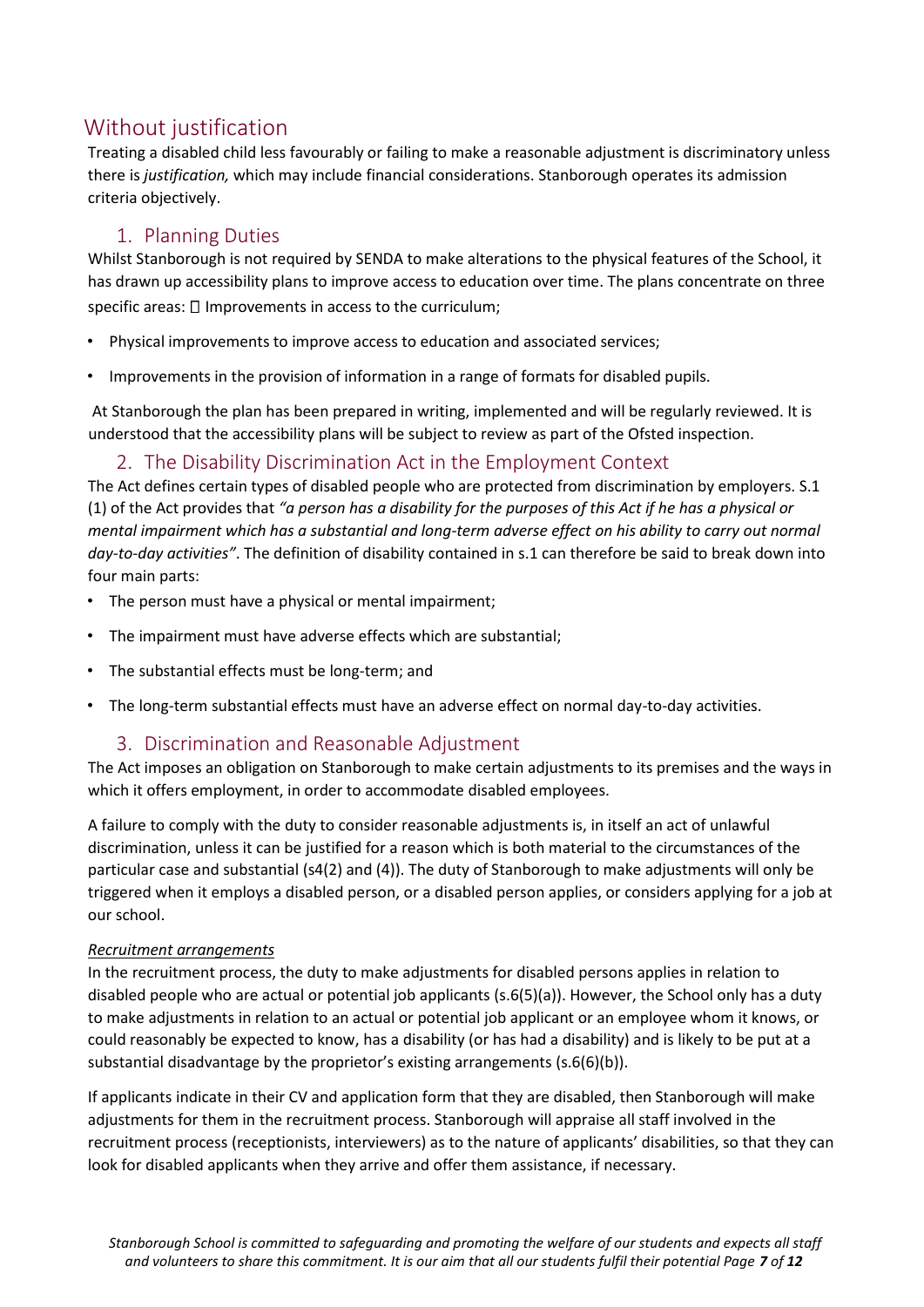## Without justification

Treating a disabled child less favourably or failing to make a reasonable adjustment is discriminatory unless there is *justification,* which may include financial considerations. Stanborough operates its admission criteria objectively.

### 1. Planning Duties

Whilst Stanborough is not required by SENDA to make alterations to the physical features of the School, it has drawn up accessibility plans to improve access to education over time. The plans concentrate on three specific areas:  Improvements in access to the curriculum;

- Physical improvements to improve access to education and associated services;
- Improvements in the provision of information in a range of formats for disabled pupils.

At Stanborough the plan has been prepared in writing, implemented and will be regularly reviewed. It is understood that the accessibility plans will be subject to review as part of the Ofsted inspection.

### 2. The Disability Discrimination Act in the Employment Context

The Act defines certain types of disabled people who are protected from discrimination by employers. S.1 (1) of the Act provides that *"a person has a disability for the purposes of this Act if he has a physical or mental impairment which has a substantial and long-term adverse effect on his ability to carry out normal day-to-day activities"*. The definition of disability contained in s.1 can therefore be said to break down into four main parts:

- The person must have a physical or mental impairment;
- The impairment must have adverse effects which are substantial;
- The substantial effects must be long-term; and
- The long-term substantial effects must have an adverse effect on normal day-to-day activities.

### 3. Discrimination and Reasonable Adjustment

The Act imposes an obligation on Stanborough to make certain adjustments to its premises and the ways in which it offers employment, in order to accommodate disabled employees.

A failure to comply with the duty to consider reasonable adjustments is, in itself an act of unlawful discrimination, unless it can be justified for a reason which is both material to the circumstances of the particular case and substantial (s4(2) and (4)). The duty of Stanborough to make adjustments will only be triggered when it employs a disabled person, or a disabled person applies, or considers applying for a job at our school.

<u>*Recruitment arrangements*</u>

In the recruitment process, the duty to make adjustments for disabled persons applies in relation to disabled people who are actual or potential job applicants (s.6(5)(a)). However, the School only has a duty to make adjustments in relation to an actual or potential job applicant or an employee whom it knows, or could reasonably be expected to know, has a disability (or has had a disability) and is likely to be put at a substantial disadvantage by the proprietor's existing arrangements (s.6(6)(b)).

If applicants indicate in their CV and application form that they are disabled, then Stanborough will make adjustments for them in the recruitment process. Stanborough will appraise all staff involved in the recruitment process (receptionists, interviewers) as to the nature of applicants' disabilities, so that they can look for disabled applicants when they arrive and offer them assistance, if necessary.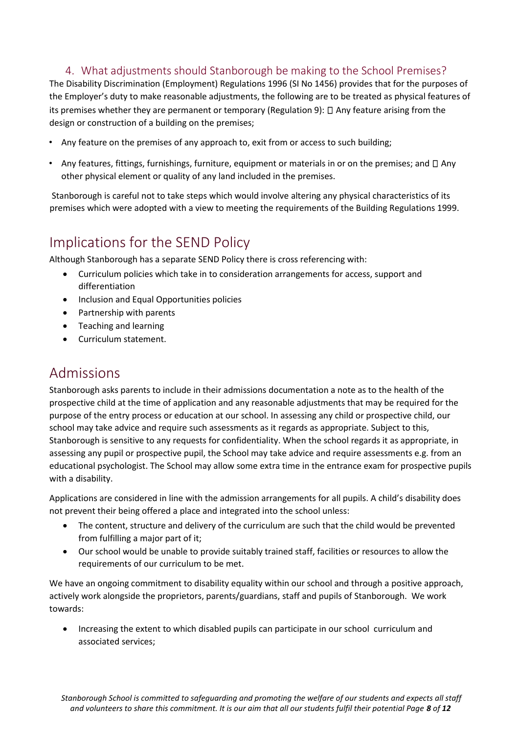### 4. What adjustments should Stanborough be making to the School Premises?

The Disability Discrimination (Employment) Regulations 1996 (SI No 1456) provides that for the purposes of the Employer's duty to make reasonable adjustments, the following are to be treated as physical features of its premises whether they are permanent or temporary (Regulation 9):  Any feature arising from the design or construction of a building on the premises;

- Any feature on the premises of any approach to, exit from or access to such building;
- Any features, fittings, furnishings, furniture, equipment or materials in or on the premises; and  Any other physical element or quality of any land included in the premises.

Stanborough is careful not to take steps which would involve altering any physical characteristics of its premises which were adopted with a view to meeting the requirements of the Building Regulations 1999.

## Implications for the SEND Policy

Although Stanborough has a separate SEND Policy there is cross referencing with:

- Curriculum policies which take in to consideration arrangements for access, support and differentiation
- Inclusion and Equal Opportunities policies
- Partnership with parents
- Teaching and learning
- Curriculum statement.

## Admissions

Stanborough asks parents to include in their admissions documentation a note as to the health of the prospective child at the time of application and any reasonable adjustments that may be required for the purpose of the entry process or education at our school. In assessing any child or prospective child, our school may take advice and require such assessments as it regards as appropriate. Subject to this, Stanborough is sensitive to any requests for confidentiality. When the school regards it as appropriate, in assessing any pupil or prospective pupil, the School may take advice and require assessments e.g. from an educational psychologist. The School may allow some extra time in the entrance exam for prospective pupils with a disability.

Applications are considered in line with the admission arrangements for all pupils. A child's disability does not prevent their being offered a place and integrated into the school unless:

- The content, structure and delivery of the curriculum are such that the child would be prevented from fulfilling a major part of it;
- Our school would be unable to provide suitably trained staff, facilities or resources to allow the requirements of our curriculum to be met.

We have an ongoing commitment to disability equality within our school and through a positive approach, actively work alongside the proprietors, parents/guardians, staff and pupils of Stanborough. We work towards:

- Increasing the extent to which disabled pupils can participate in our school curriculum and associated services;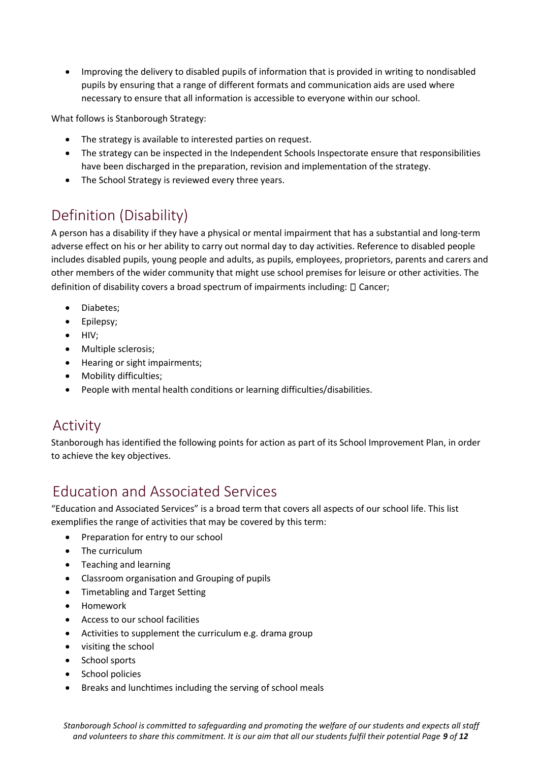- Improving the delivery to disabled pupils of information that is provided in writing to nondisabled pupils by ensuring that a range of different formats and communication aids are used where necessary to ensure that all information is accessible to everyone within our school.

What follows is Stanborough Strategy:

- The strategy is available to interested parties on request.
- The strategy can be inspected in the Independent Schools Inspectorate ensure that responsibilities have been discharged in the preparation, revision and implementation of the strategy.
- The School Strategy is reviewed every three years.

## Definition (Disability)

A person has a disability if they have a physical or mental impairment that has a substantial and long-term adverse effect on his or her ability to carry out normal day to day activities. Reference to disabled people includes disabled pupils, young people and adults, as pupils, employees, proprietors, parents and carers and other members of the wider community that might use school premises for leisure or other activities. The definition of disability covers a broad spectrum of impairments including:  Cancer;

- Diabetes;
- Epilepsy;
- HIV;
- Multiple sclerosis;
- Hearing or sight impairments;
- Mobility difficulties;
- People with mental health conditions or learning difficulties/disabilities.

## Activity

Stanborough has identified the following points for action as part of its School Improvement Plan, in order to achieve the key objectives.

## Education and Associated Services

“Education and Associated Services” is a broad term that covers all aspects of our school life. This list exemplifies the range of activities that may be covered by this term:

- Preparation for entry to our school
- The curriculum
- Teaching and learning
- Classroom organisation and Grouping of pupils
- Timetabling and Target Setting
- Homework
- Access to our school facilities
- Activities to supplement the curriculum e.g. drama group
- visiting the school
- School sports
- School policies
- Breaks and lunchtimes including the serving of school meals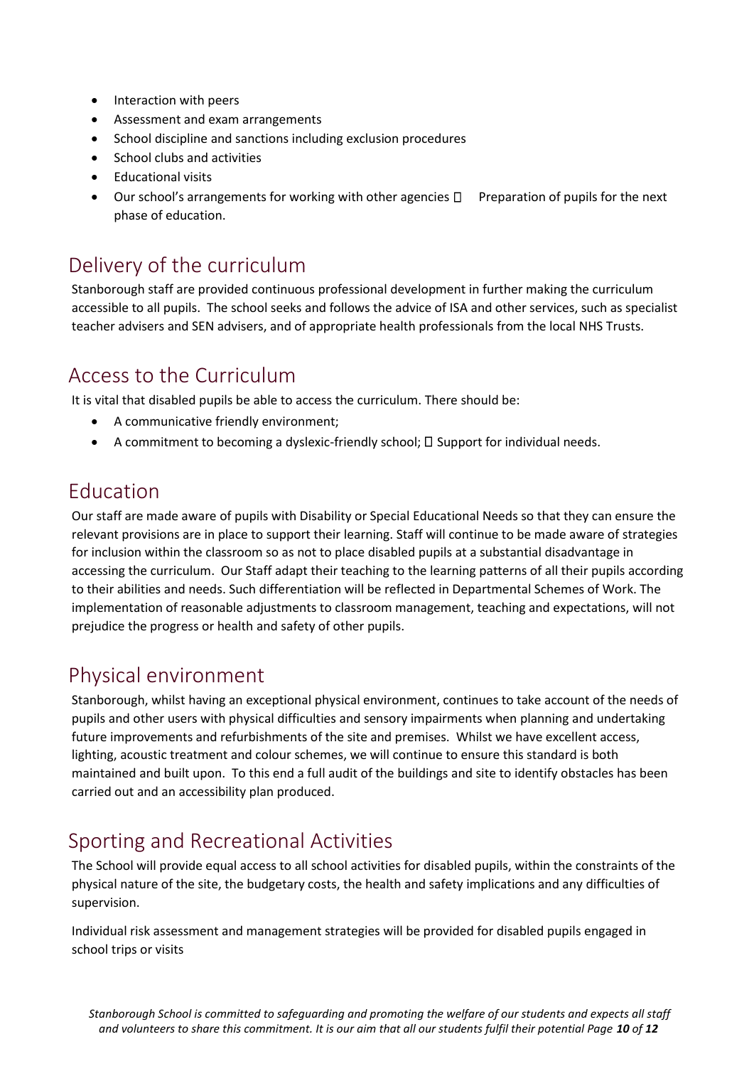- Interaction with peers
- Assessment and exam arrangements
- School discipline and sanctions including exclusion procedures
- School clubs and activities
- Educational visits
- Our school's arrangements for working with other agencies  Preparation of pupils for the next phase of education.

## Delivery of the curriculum

Stanborough staff are provided continuous professional development in further making the curriculum accessible to all pupils. The school seeks and follows the advice of ISA and other services, such as specialist teacher advisers and SEN advisers, and of appropriate health professionals from the local NHS Trusts.

## Access to the Curriculum

It is vital that disabled pupils be able to access the curriculum. There should be:

- A communicative friendly environment;
- A commitment to becoming a dyslexic-friendly school;  Support for individual needs.

## Education

Our staff are made aware of pupils with Disability or Special Educational Needs so that they can ensure the relevant provisions are in place to support their learning. Staff will continue to be made aware of strategies for inclusion within the classroom so as not to place disabled pupils at a substantial disadvantage in accessing the curriculum. Our Staff adapt their teaching to the learning patterns of all their pupils according to their abilities and needs. Such differentiation will be reflected in Departmental Schemes of Work. The implementation of reasonable adjustments to classroom management, teaching and expectations, will not prejudice the progress or health and safety of other pupils.

## Physical environment

Stanborough, whilst having an exceptional physical environment, continues to take account of the needs of pupils and other users with physical difficulties and sensory impairments when planning and undertaking future improvements and refurbishments of the site and premises. Whilst we have excellent access, lighting, acoustic treatment and colour schemes, we will continue to ensure this standard is both maintained and built upon. To this end a full audit of the buildings and site to identify obstacles has been carried out and an accessibility plan produced.

## Sporting and Recreational Activities

The School will provide equal access to all school activities for disabled pupils, within the constraints of the physical nature of the site, the budgetary costs, the health and safety implications and any difficulties of supervision.

Individual risk assessment and management strategies will be provided for disabled pupils engaged in school trips or visits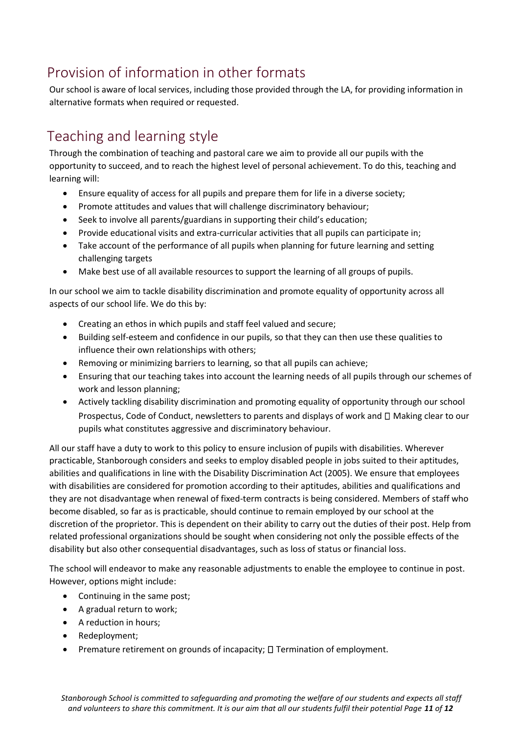## Provision of information in other formats

Our school is aware of local services, including those provided through the LA, for providing information in alternative formats when required or requested.

## Teaching and learning style

Through the combination of teaching and pastoral care we aim to provide all our pupils with the opportunity to succeed, and to reach the highest level of personal achievement. To do this, teaching and learning will:

- Ensure equality of access for all pupils and prepare them for life in a diverse society;
- Promote attitudes and values that will challenge discriminatory behaviour;
- Seek to involve all parents/guardians in supporting their child's education;
- Provide educational visits and extra-curricular activities that all pupils can participate in;
- Take account of the performance of all pupils when planning for future learning and setting challenging targets
- Make best use of all available resources to support the learning of all groups of pupils.

In our school we aim to tackle disability discrimination and promote equality of opportunity across all aspects of our school life. We do this by:

- Creating an ethos in which pupils and staff feel valued and secure;
- Building self-esteem and confidence in our pupils, so that they can then use these qualities to influence their own relationships with others;
- Removing or minimizing barriers to learning, so that all pupils can achieve;
- Ensuring that our teaching takes into account the learning needs of all pupils through our schemes of work and lesson planning;
- Actively tackling disability discrimination and promoting equality of opportunity through our school Prospectus, Code of Conduct, newsletters to parents and displays of work and  Making clear to our pupils what constitutes aggressive and discriminatory behaviour.

All our staff have a duty to work to this policy to ensure inclusion of pupils with disabilities. Wherever practicable, Stanborough considers and seeks to employ disabled people in jobs suited to their aptitudes, abilities and qualifications in line with the Disability Discrimination Act (2005). We ensure that employees with disabilities are considered for promotion according to their aptitudes, abilities and qualifications and they are not disadvantage when renewal of fixed-term contracts is being considered. Members of staff who become disabled, so far as is practicable, should continue to remain employed by our school at the discretion of the proprietor. This is dependent on their ability to carry out the duties of their post. Help from related professional organizations should be sought when considering not only the possible effects of the disability but also other consequential disadvantages, such as loss of status or financial loss.

The school will endeavor to make any reasonable adjustments to enable the employee to continue in post. However, options might include:

- Continuing in the same post;
- A gradual return to work;
- A reduction in hours;
- Redeployment;
- Premature retirement on grounds of incapacity;  Termination of employment.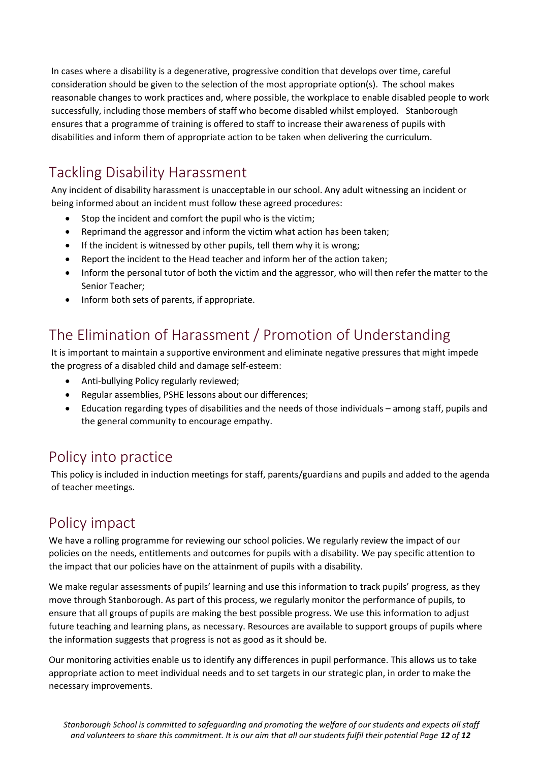In cases where a disability is a degenerative, progressive condition that develops over time, careful consideration should be given to the selection of the most appropriate option(s). The school makes reasonable changes to work practices and, where possible, the workplace to enable disabled people to work successfully, including those members of staff who become disabled whilst employed. Stanborough ensures that a programme of training is offered to staff to increase their awareness of pupils with disabilities and inform them of appropriate action to be taken when delivering the curriculum.

## Tackling Disability Harassment

Any incident of disability harassment is unacceptable in our school. Any adult witnessing an incident or being informed about an incident must follow these agreed procedures:

- Stop the incident and comfort the pupil who is the victim;
- Reprimand the aggressor and inform the victim what action has been taken;
- If the incident is witnessed by other pupils, tell them why it is wrong;
- Report the incident to the Head teacher and inform her of the action taken;
- Inform the personal tutor of both the victim and the aggressor, who will then refer the matter to the Senior Teacher;
- Inform both sets of parents, if appropriate.

## The Elimination of Harassment / Promotion of Understanding

It is important to maintain a supportive environment and eliminate negative pressures that might impede the progress of a disabled child and damage self-esteem:

- Anti-bullying Policy regularly reviewed;
- Regular assemblies, PSHE lessons about our differences;
- Education regarding types of disabilities and the needs of those individuals – among staff, pupils and the general community to encourage empathy.

## Policy into practice

This policy is included in induction meetings for staff, parents/guardians and pupils and added to the agenda of teacher meetings.

## Policy impact

We have a rolling programme for reviewing our school policies. We regularly review the impact of our policies on the needs, entitlements and outcomes for pupils with a disability. We pay specific attention to the impact that our policies have on the attainment of pupils with a disability.

We make regular assessments of pupils' learning and use this information to track pupils' progress, as they move through Stanborough. As part of this process, we regularly monitor the performance of pupils, to ensure that all groups of pupils are making the best possible progress. We use this information to adjust future teaching and learning plans, as necessary. Resources are available to support groups of pupils where the information suggests that progress is not as good as it should be.

Our monitoring activities enable us to identify any differences in pupil performance. This allows us to take appropriate action to meet individual needs and to set targets in our strategic plan, in order to make the necessary improvements.